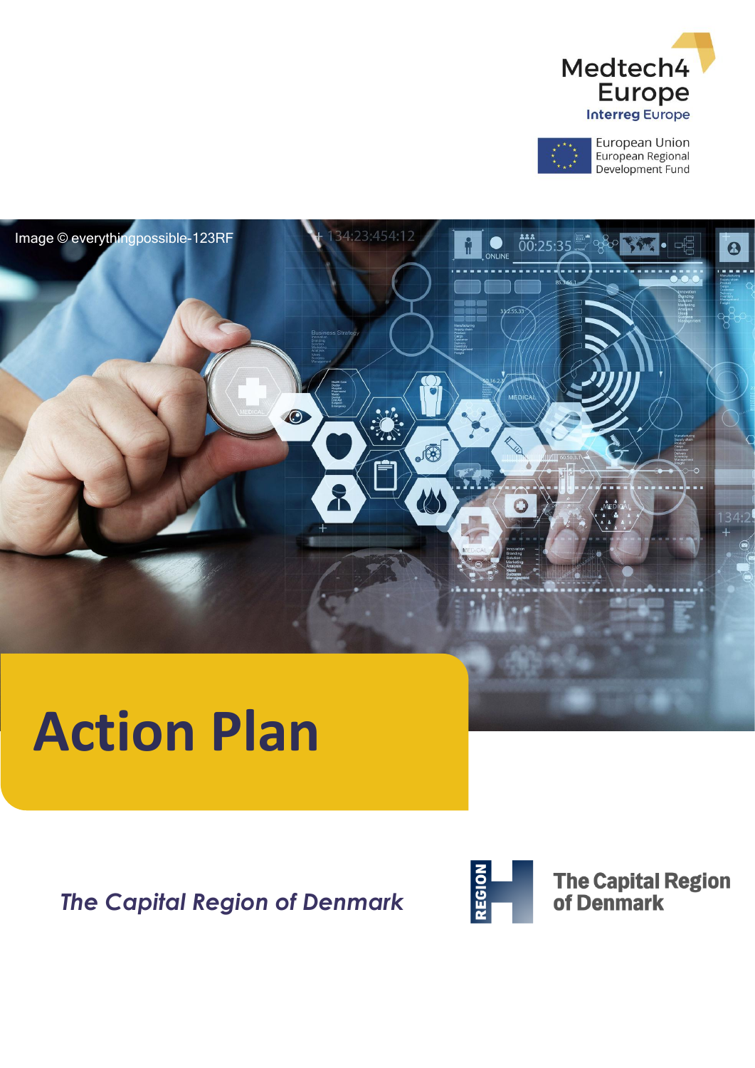Medtech4 Europe

Interreg Europe

European Union
European Regional
Development Fund

Image © everythingpossible-123RF

# Action Plan

*The Capital Region of Denmark*

REGION

The Capital Region of Denmark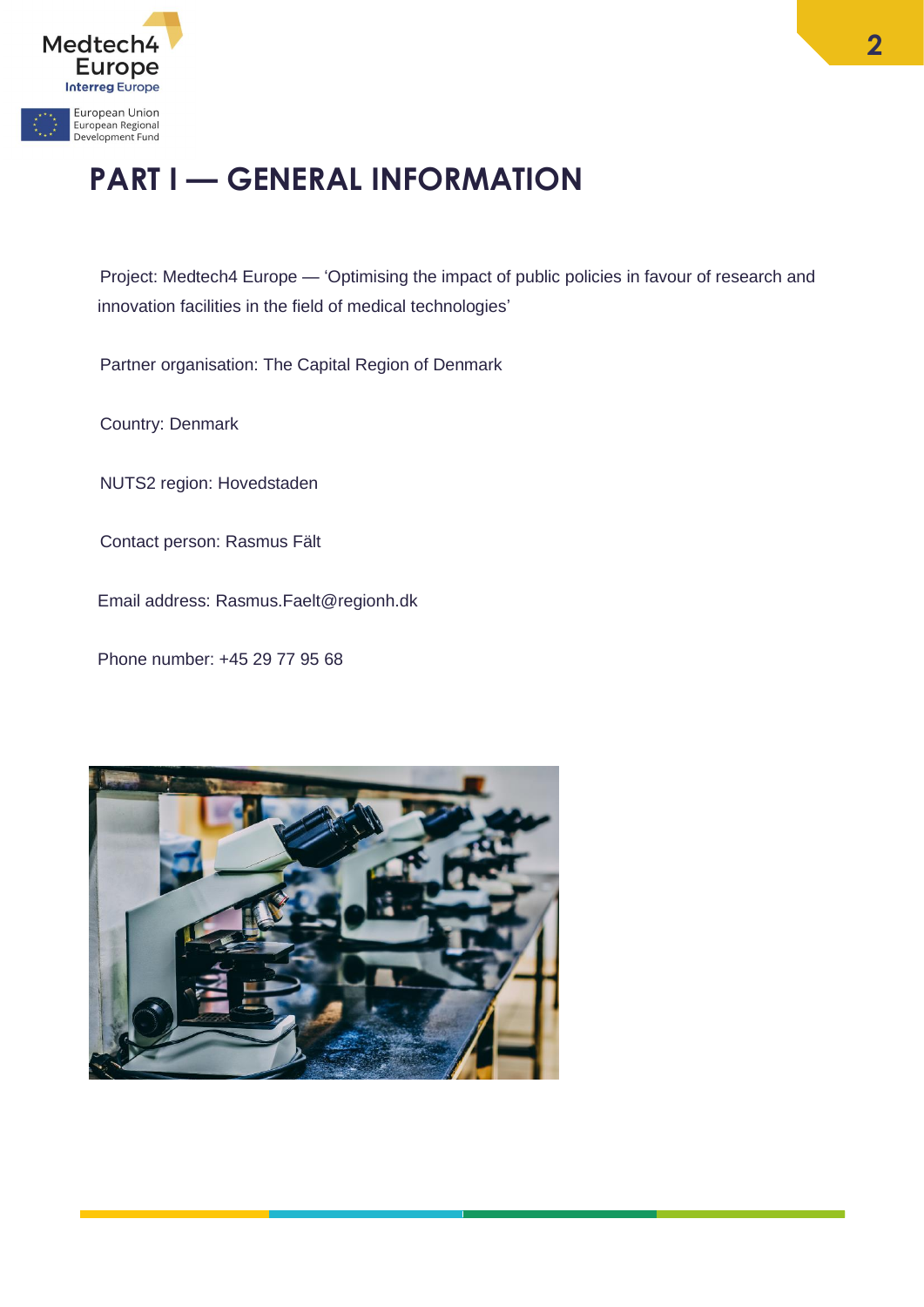# PART I — GENERAL INFORMATION

Project: Medtech4 Europe — 'Optimising the impact of public policies in favour of research and innovation facilities in the field of medical technologies'

Partner organisation: The Capital Region of Denmark

Country: Denmark

NUTS2 region: Hovedstaden

Contact person: Rasmus Fält

Email address: Rasmus.Faelt@regionh.dk

Phone number: +45 29 77 95 68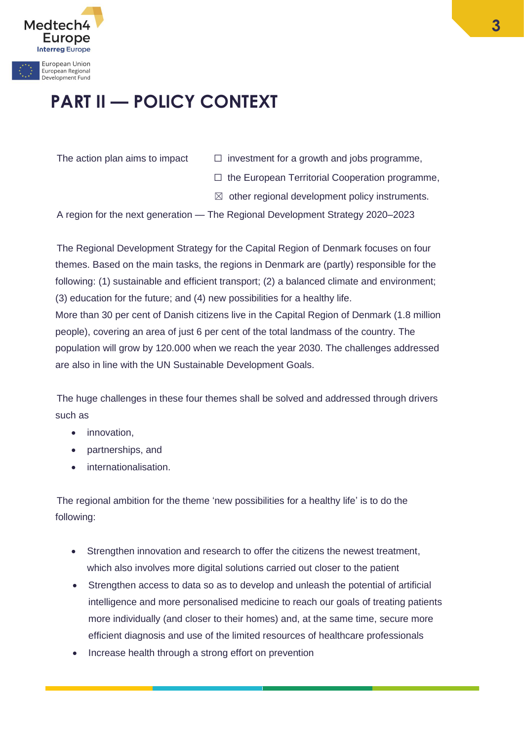# PART II — POLICY CONTEXT

The action plan aims to impact
☐ investment for a growth and jobs programme,
☐ the European Territorial Cooperation programme,
☒ other regional development policy instruments.

A region for the next generation — The Regional Development Strategy 2020–2023

The Regional Development Strategy for the Capital Region of Denmark focuses on four themes. Based on the main tasks, the regions in Denmark are (partly) responsible for the following: (1) sustainable and efficient transport; (2) a balanced climate and environment; (3) education for the future; and (4) new possibilities for a healthy life.
More than 30 per cent of Danish citizens live in the Capital Region of Denmark (1.8 million people), covering an area of just 6 per cent of the total landmass of the country. The population will grow by 120.000 when we reach the year 2030. The challenges addressed are also in line with the UN Sustainable Development Goals.

The huge challenges in these four themes shall be solved and addressed through drivers such as

- innovation,
- partnerships, and
- internationalisation.

The regional ambition for the theme 'new possibilities for a healthy life' is to do the following:

- Strengthen innovation and research to offer the citizens the newest treatment, which also involves more digital solutions carried out closer to the patient
- Strengthen access to data so as to develop and unleash the potential of artificial intelligence and more personalised medicine to reach our goals of treating patients more individually (and closer to their homes) and, at the same time, secure more efficient diagnosis and use of the limited resources of healthcare professionals
- Increase health through a strong effort on prevention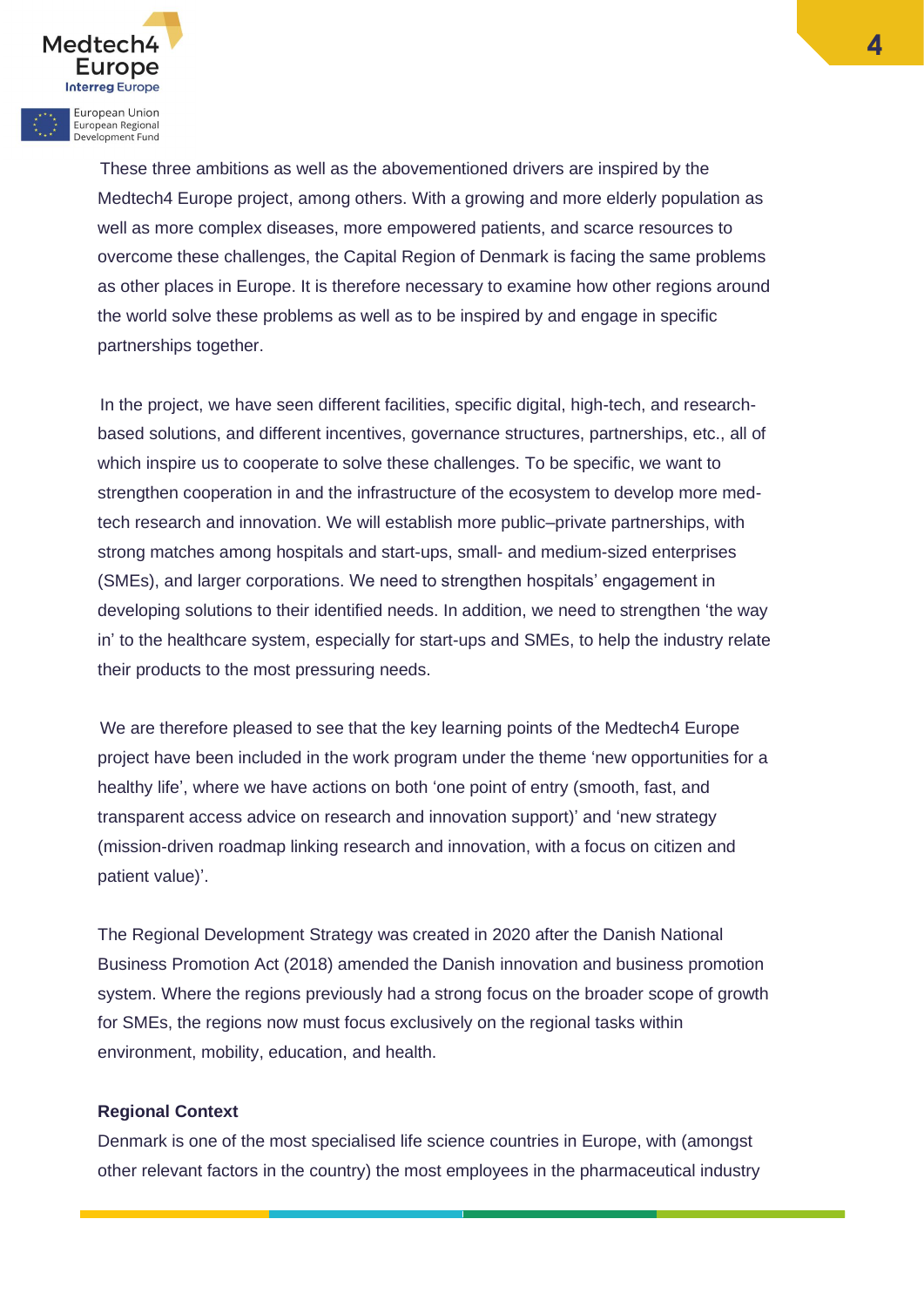These three ambitions as well as the abovementioned drivers are inspired by the Medtech4 Europe project, among others. With a growing and more elderly population as well as more complex diseases, more empowered patients, and scarce resources to overcome these challenges, the Capital Region of Denmark is facing the same problems as other places in Europe. It is therefore necessary to examine how other regions around the world solve these problems as well as to be inspired by and engage in specific partnerships together.

In the project, we have seen different facilities, specific digital, high-tech, and research-based solutions, and different incentives, governance structures, partnerships, etc., all of which inspire us to cooperate to solve these challenges. To be specific, we want to strengthen cooperation in and the infrastructure of the ecosystem to develop more med-tech research and innovation. We will establish more public–private partnerships, with strong matches among hospitals and start-ups, small- and medium-sized enterprises (SMEs), and larger corporations. We need to strengthen hospitals' engagement in developing solutions to their identified needs. In addition, we need to strengthen 'the way in' to the healthcare system, especially for start-ups and SMEs, to help the industry relate their products to the most pressuring needs.

We are therefore pleased to see that the key learning points of the Medtech4 Europe project have been included in the work program under the theme 'new opportunities for a healthy life', where we have actions on both 'one point of entry (smooth, fast, and transparent access advice on research and innovation support)' and 'new strategy (mission-driven roadmap linking research and innovation, with a focus on citizen and patient value)'.

The Regional Development Strategy was created in 2020 after the Danish National Business Promotion Act (2018) amended the Danish innovation and business promotion system. Where the regions previously had a strong focus on the broader scope of growth for SMEs, the regions now must focus exclusively on the regional tasks within environment, mobility, education, and health.

**Regional Context**

Denmark is one of the most specialised life science countries in Europe, with (amongst other relevant factors in the country) the most employees in the pharmaceutical industry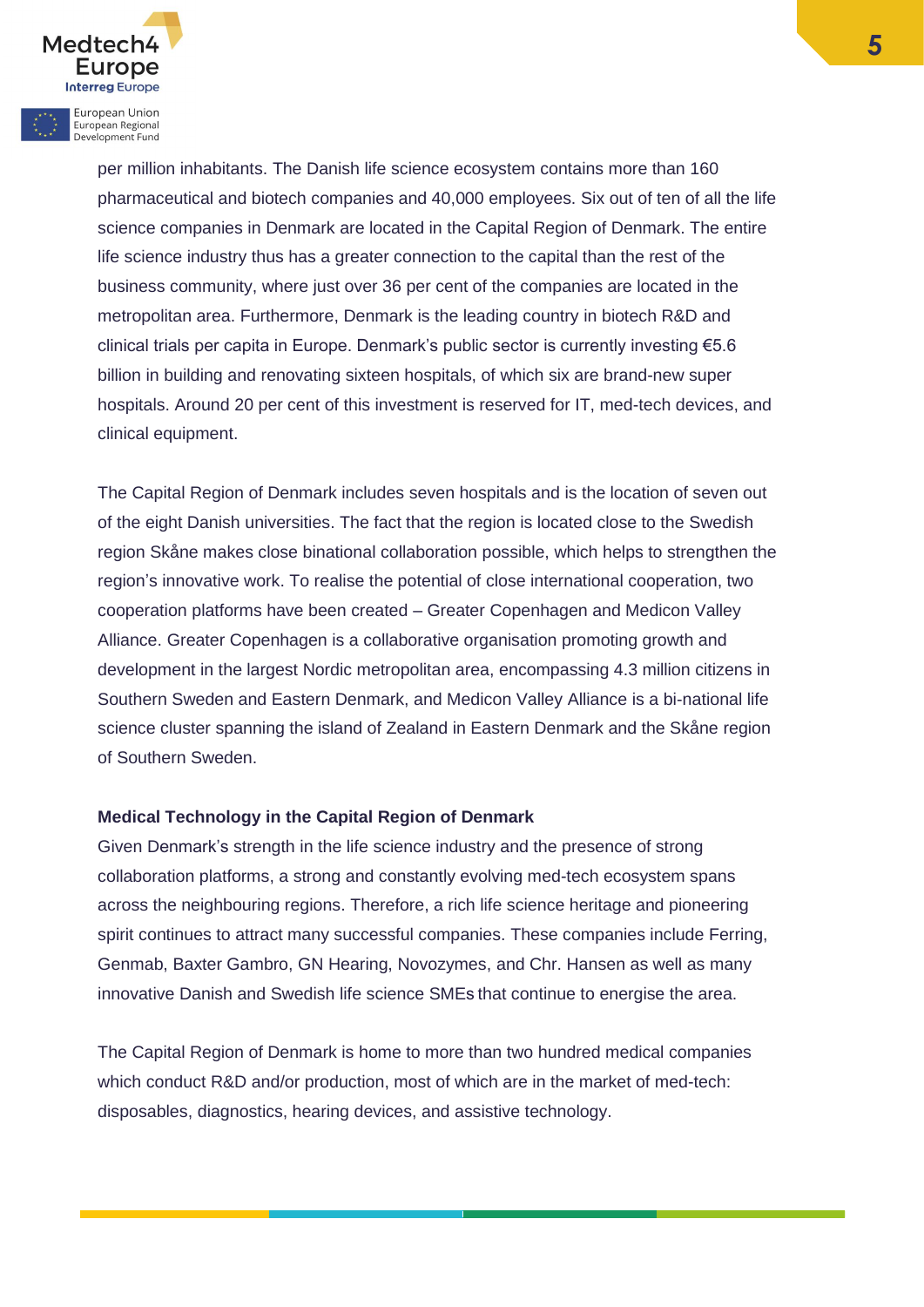per million inhabitants. The Danish life science ecosystem contains more than 160 pharmaceutical and biotech companies and 40,000 employees. Six out of ten of all the life science companies in Denmark are located in the Capital Region of Denmark. The entire life science industry thus has a greater connection to the capital than the rest of the business community, where just over 36 per cent of the companies are located in the metropolitan area. Furthermore, Denmark is the leading country in biotech R&D and clinical trials per capita in Europe. Denmark's public sector is currently investing €5.6 billion in building and renovating sixteen hospitals, of which six are brand-new super hospitals. Around 20 per cent of this investment is reserved for IT, med-tech devices, and clinical equipment.

The Capital Region of Denmark includes seven hospitals and is the location of seven out of the eight Danish universities. The fact that the region is located close to the Swedish region Skåne makes close binational collaboration possible, which helps to strengthen the region's innovative work. To realise the potential of close international cooperation, two cooperation platforms have been created – Greater Copenhagen and Medicon Valley Alliance. Greater Copenhagen is a collaborative organisation promoting growth and development in the largest Nordic metropolitan area, encompassing 4.3 million citizens in Southern Sweden and Eastern Denmark, and Medicon Valley Alliance is a bi-national life science cluster spanning the island of Zealand in Eastern Denmark and the Skåne region of Southern Sweden.

**Medical Technology in the Capital Region of Denmark**

Given Denmark's strength in the life science industry and the presence of strong collaboration platforms, a strong and constantly evolving med-tech ecosystem spans across the neighbouring regions. Therefore, a rich life science heritage and pioneering spirit continues to attract many successful companies. These companies include Ferring, Genmab, Baxter Gambro, GN Hearing, Novozymes, and Chr. Hansen as well as many innovative Danish and Swedish life science SMEs that continue to energise the area.

The Capital Region of Denmark is home to more than two hundred medical companies which conduct R&D and/or production, most of which are in the market of med-tech: disposables, diagnostics, hearing devices, and assistive technology.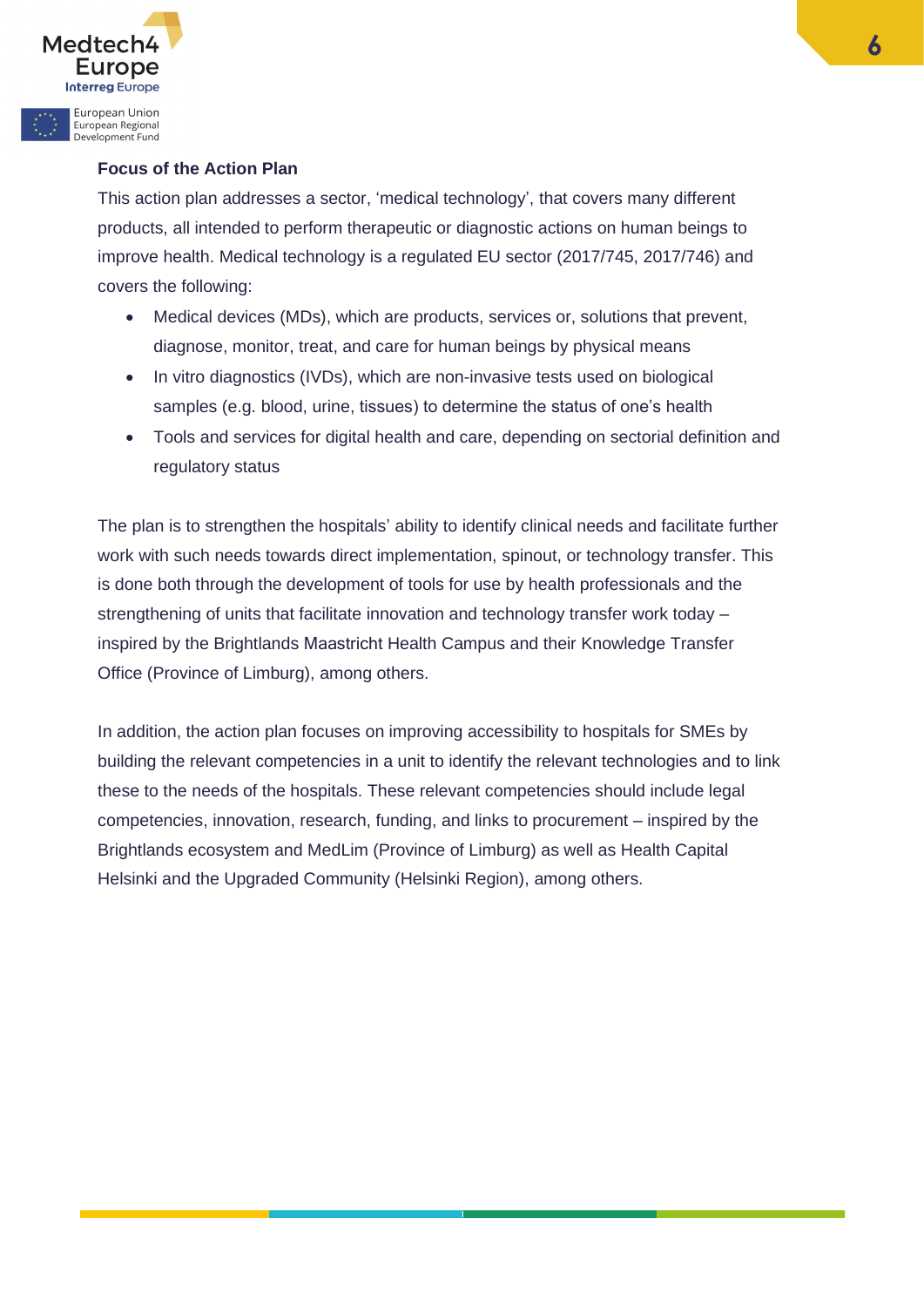## Focus of the Action Plan

This action plan addresses a sector, 'medical technology', that covers many different products, all intended to perform therapeutic or diagnostic actions on human beings to improve health. Medical technology is a regulated EU sector (2017/745, 2017/746) and covers the following:

- Medical devices (MDs), which are products, services or, solutions that prevent, diagnose, monitor, treat, and care for human beings by physical means
- In vitro diagnostics (IVDs), which are non-invasive tests used on biological samples (e.g. blood, urine, tissues) to determine the status of one's health
- Tools and services for digital health and care, depending on sectorial definition and regulatory status

The plan is to strengthen the hospitals' ability to identify clinical needs and facilitate further work with such needs towards direct implementation, spinout, or technology transfer. This is done both through the development of tools for use by health professionals and the strengthening of units that facilitate innovation and technology transfer work today – inspired by the Brightlands Maastricht Health Campus and their Knowledge Transfer Office (Province of Limburg), among others.

In addition, the action plan focuses on improving accessibility to hospitals for SMEs by building the relevant competencies in a unit to identify the relevant technologies and to link these to the needs of the hospitals. These relevant competencies should include legal competencies, innovation, research, funding, and links to procurement – inspired by the Brightlands ecosystem and MedLim (Province of Limburg) as well as Health Capital Helsinki and the Upgraded Community (Helsinki Region), among others.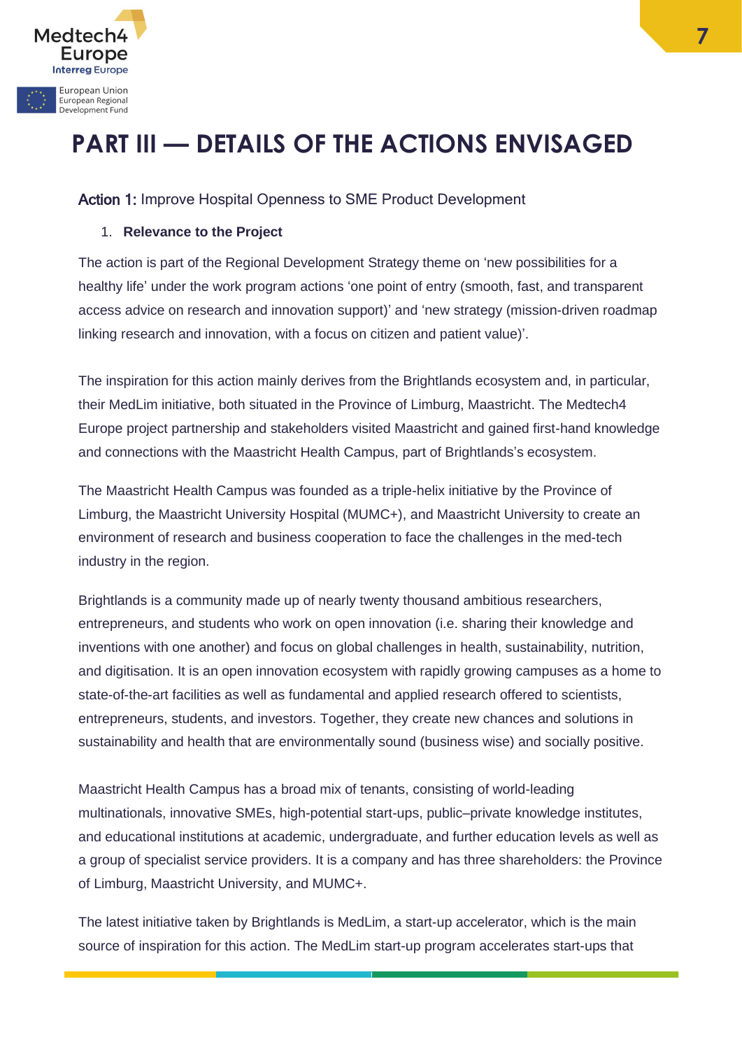# PART III — DETAILS OF THE ACTIONS ENVISAGED

**Action 1:** Improve Hospital Openness to SME Product Development

1. **Relevance to the Project**

The action is part of the Regional Development Strategy theme on 'new possibilities for a healthy life' under the work program actions 'one point of entry (smooth, fast, and transparent access advice on research and innovation support)' and 'new strategy (mission-driven roadmap linking research and innovation, with a focus on citizen and patient value)'.

The inspiration for this action mainly derives from the Brightlands ecosystem and, in particular, their MedLim initiative, both situated in the Province of Limburg, Maastricht. The Medtech4 Europe project partnership and stakeholders visited Maastricht and gained first-hand knowledge and connections with the Maastricht Health Campus, part of Brightlands's ecosystem.

The Maastricht Health Campus was founded as a triple-helix initiative by the Province of Limburg, the Maastricht University Hospital (MUMC+), and Maastricht University to create an environment of research and business cooperation to face the challenges in the med-tech industry in the region.

Brightlands is a community made up of nearly twenty thousand ambitious researchers, entrepreneurs, and students who work on open innovation (i.e. sharing their knowledge and inventions with one another) and focus on global challenges in health, sustainability, nutrition, and digitisation. It is an open innovation ecosystem with rapidly growing campuses as a home to state-of-the-art facilities as well as fundamental and applied research offered to scientists, entrepreneurs, students, and investors. Together, they create new chances and solutions in sustainability and health that are environmentally sound (business wise) and socially positive.

Maastricht Health Campus has a broad mix of tenants, consisting of world-leading multinationals, innovative SMEs, high-potential start-ups, public–private knowledge institutes, and educational institutions at academic, undergraduate, and further education levels as well as a group of specialist service providers. It is a company and has three shareholders: the Province of Limburg, Maastricht University, and MUMC+.

The latest initiative taken by Brightlands is MedLim, a start-up accelerator, which is the main source of inspiration for this action. The MedLim start-up program accelerates start-ups that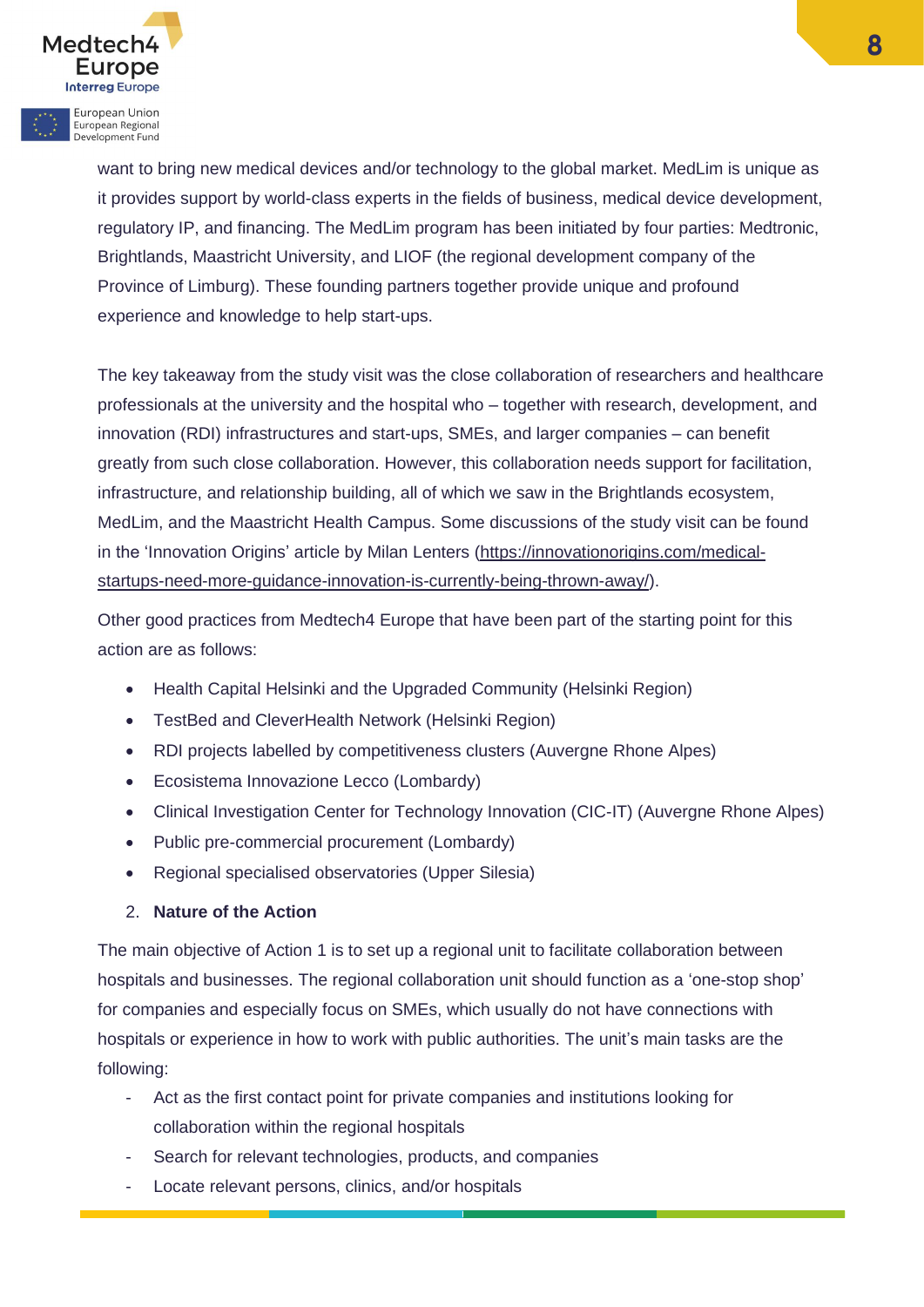want to bring new medical devices and/or technology to the global market. MedLim is unique as it provides support by world-class experts in the fields of business, medical device development, regulatory IP, and financing. The MedLim program has been initiated by four parties: Medtronic, Brightlands, Maastricht University, and LIOF (the regional development company of the Province of Limburg). These founding partners together provide unique and profound experience and knowledge to help start-ups.

The key takeaway from the study visit was the close collaboration of researchers and healthcare professionals at the university and the hospital who – together with research, development, and innovation (RDI) infrastructures and start-ups, SMEs, and larger companies – can benefit greatly from such close collaboration. However, this collaboration needs support for facilitation, infrastructure, and relationship building, all of which we saw in the Brightlands ecosystem, MedLim, and the Maastricht Health Campus. Some discussions of the study visit can be found in the 'Innovation Origins' article by Milan Lenters (https://innovationorigins.com/medical-startups-need-more-guidance-innovation-is-currently-being-thrown-away/).

Other good practices from Medtech4 Europe that have been part of the starting point for this action are as follows:

- Health Capital Helsinki and the Upgraded Community (Helsinki Region)
- TestBed and CleverHealth Network (Helsinki Region)
- RDI projects labelled by competitiveness clusters (Auvergne Rhone Alpes)
- Ecosistema Innovazione Lecco (Lombardy)
- Clinical Investigation Center for Technology Innovation (CIC-IT) (Auvergne Rhone Alpes)
- Public pre-commercial procurement (Lombardy)
- Regional specialised observatories (Upper Silesia)

## 2. Nature of the Action

The main objective of Action 1 is to set up a regional unit to facilitate collaboration between hospitals and businesses. The regional collaboration unit should function as a 'one-stop shop' for companies and especially focus on SMEs, which usually do not have connections with hospitals or experience in how to work with public authorities. The unit's main tasks are the following:

- Act as the first contact point for private companies and institutions looking for collaboration within the regional hospitals
- Search for relevant technologies, products, and companies
- Locate relevant persons, clinics, and/or hospitals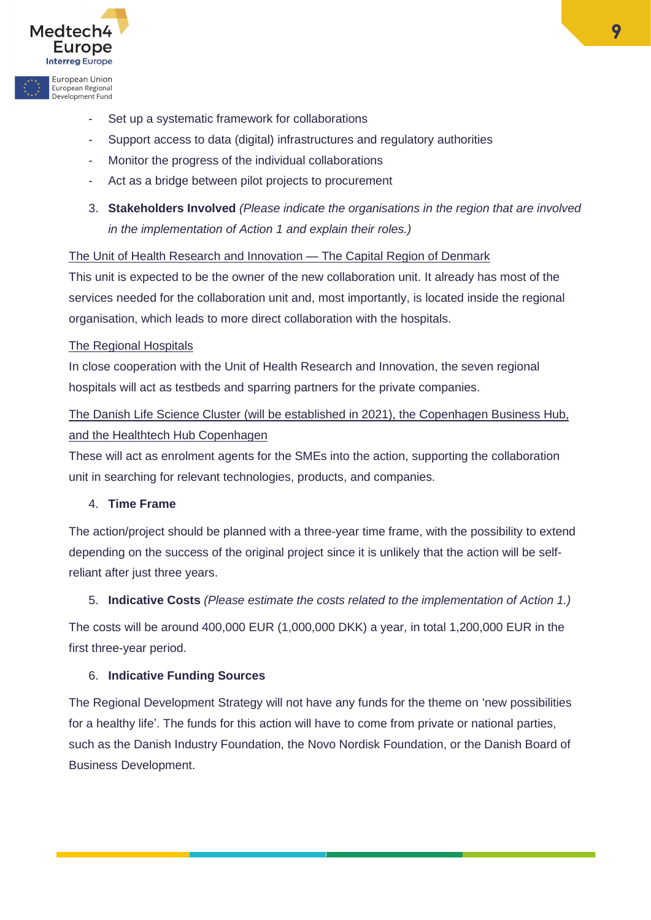- Set up a systematic framework for collaborations
- Support access to data (digital) infrastructures and regulatory authorities
- Monitor the progress of the individual collaborations
- Act as a bridge between pilot projects to procurement

3. **Stakeholders Involved** *(Please indicate the organisations in the region that are involved in the implementation of Action 1 and explain their roles.)*

The Unit of Health Research and Innovation — The Capital Region of Denmark

This unit is expected to be the owner of the new collaboration unit. It already has most of the services needed for the collaboration unit and, most importantly, is located inside the regional organisation, which leads to more direct collaboration with the hospitals.

The Regional Hospitals

In close cooperation with the Unit of Health Research and Innovation, the seven regional hospitals will act as testbeds and sparring partners for the private companies.

The Danish Life Science Cluster (will be established in 2021), the Copenhagen Business Hub, and the Healthtech Hub Copenhagen

These will act as enrolment agents for the SMEs into the action, supporting the collaboration unit in searching for relevant technologies, products, and companies.

4. **Time Frame**

The action/project should be planned with a three-year time frame, with the possibility to extend depending on the success of the original project since it is unlikely that the action will be self-reliant after just three years.

5. **Indicative Costs** *(Please estimate the costs related to the implementation of Action 1.)*

The costs will be around 400,000 EUR (1,000,000 DKK) a year, in total 1,200,000 EUR in the first three-year period.

6. **Indicative Funding Sources**

The Regional Development Strategy will not have any funds for the theme on 'new possibilities for a healthy life'. The funds for this action will have to come from private or national parties, such as the Danish Industry Foundation, the Novo Nordisk Foundation, or the Danish Board of Business Development.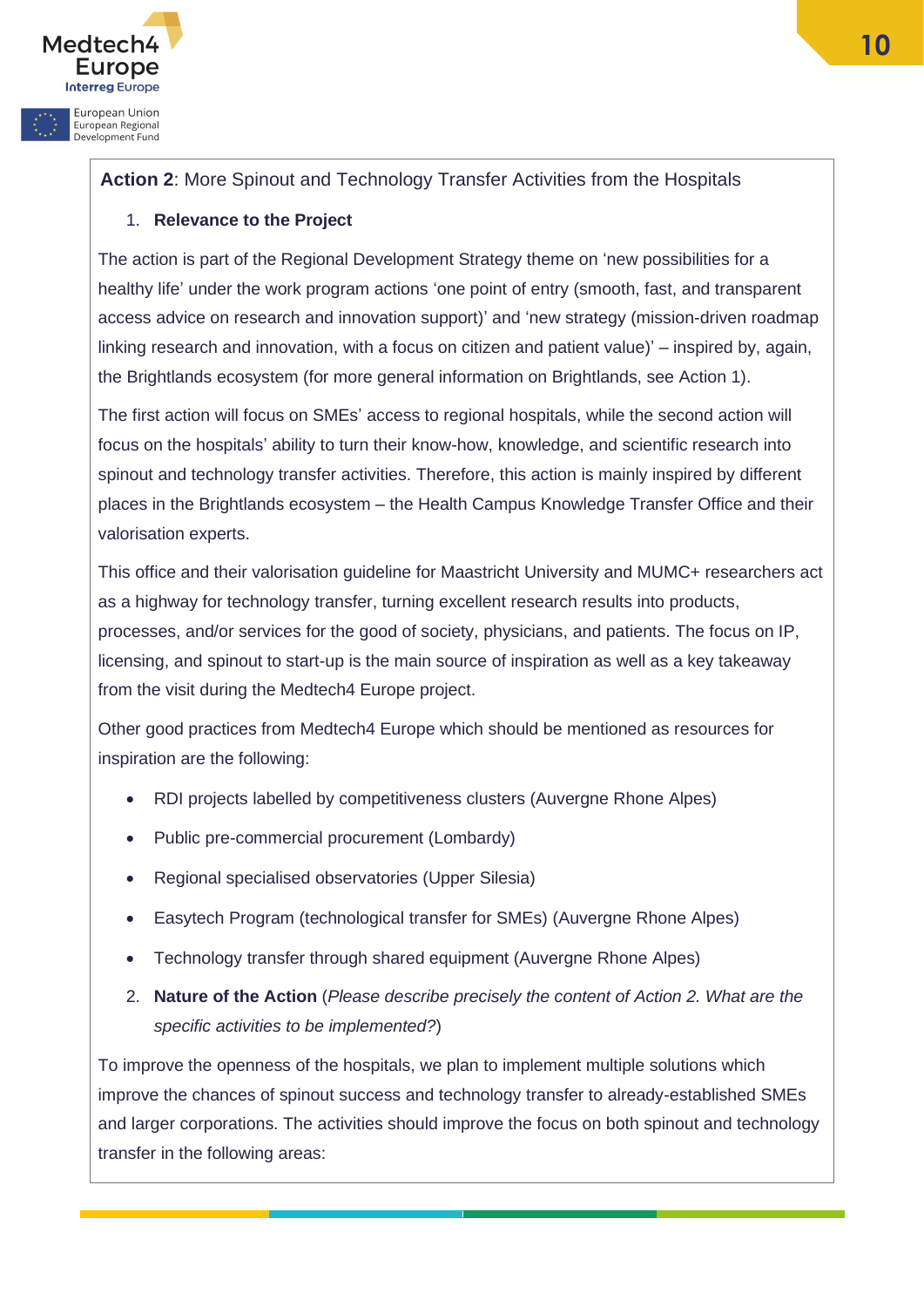**Action 2**: More Spinout and Technology Transfer Activities from the Hospitals

1. **Relevance to the Project**

The action is part of the Regional Development Strategy theme on 'new possibilities for a healthy life' under the work program actions 'one point of entry (smooth, fast, and transparent access advice on research and innovation support)' and 'new strategy (mission-driven roadmap linking research and innovation, with a focus on citizen and patient value)' – inspired by, again, the Brightlands ecosystem (for more general information on Brightlands, see Action 1).

The first action will focus on SMEs' access to regional hospitals, while the second action will focus on the hospitals' ability to turn their know-how, knowledge, and scientific research into spinout and technology transfer activities. Therefore, this action is mainly inspired by different places in the Brightlands ecosystem – the Health Campus Knowledge Transfer Office and their valorisation experts.

This office and their valorisation guideline for Maastricht University and MUMC+ researchers act as a highway for technology transfer, turning excellent research results into products, processes, and/or services for the good of society, physicians, and patients. The focus on IP, licensing, and spinout to start-up is the main source of inspiration as well as a key takeaway from the visit during the Medtech4 Europe project.

Other good practices from Medtech4 Europe which should be mentioned as resources for inspiration are the following:

- RDI projects labelled by competitiveness clusters (Auvergne Rhone Alpes)
- Public pre-commercial procurement (Lombardy)
- Regional specialised observatories (Upper Silesia)
- Easytech Program (technological transfer for SMEs) (Auvergne Rhone Alpes)
- Technology transfer through shared equipment (Auvergne Rhone Alpes)

2. **Nature of the Action** (*Please describe precisely the content of Action 2. What are the specific activities to be implemented?*)

To improve the openness of the hospitals, we plan to implement multiple solutions which improve the chances of spinout success and technology transfer to already-established SMEs and larger corporations. The activities should improve the focus on both spinout and technology transfer in the following areas: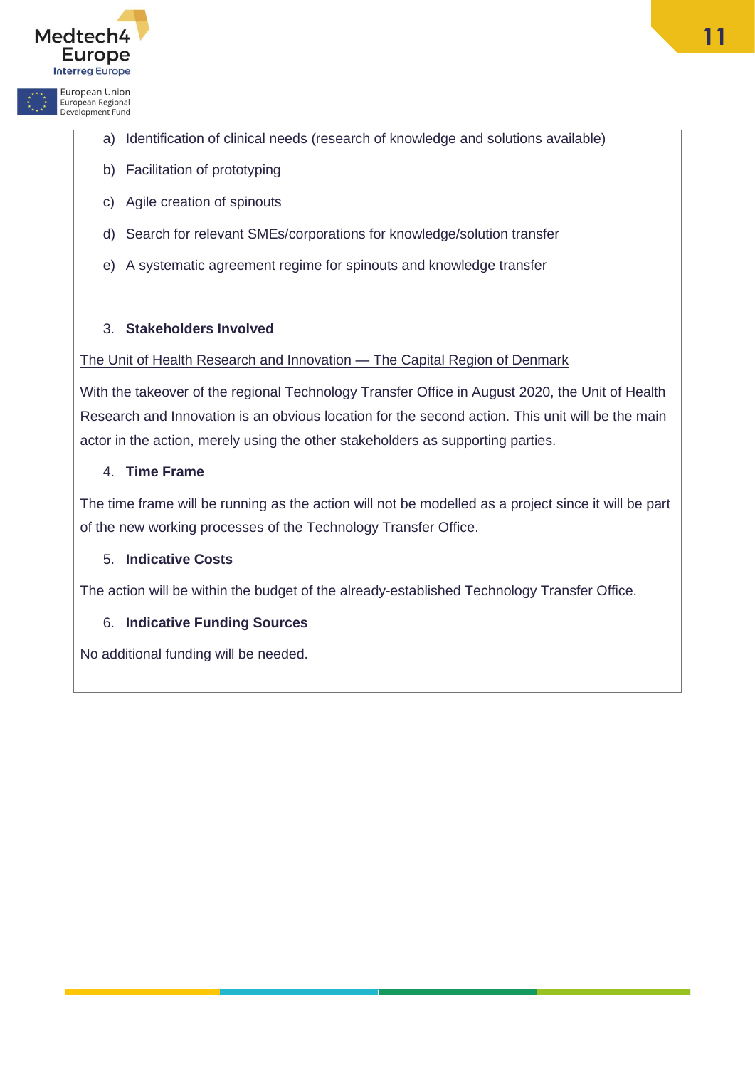a) Identification of clinical needs (research of knowledge and solutions available)

b) Facilitation of prototyping

c) Agile creation of spinouts

d) Search for relevant SMEs/corporations for knowledge/solution transfer

e) A systematic agreement regime for spinouts and knowledge transfer

3. **Stakeholders Involved**

The Unit of Health Research and Innovation — The Capital Region of Denmark

With the takeover of the regional Technology Transfer Office in August 2020, the Unit of Health Research and Innovation is an obvious location for the second action. This unit will be the main actor in the action, merely using the other stakeholders as supporting parties.

4. **Time Frame**

The time frame will be running as the action will not be modelled as a project since it will be part of the new working processes of the Technology Transfer Office.

5. **Indicative Costs**

The action will be within the budget of the already-established Technology Transfer Office.

6. **Indicative Funding Sources**

No additional funding will be needed.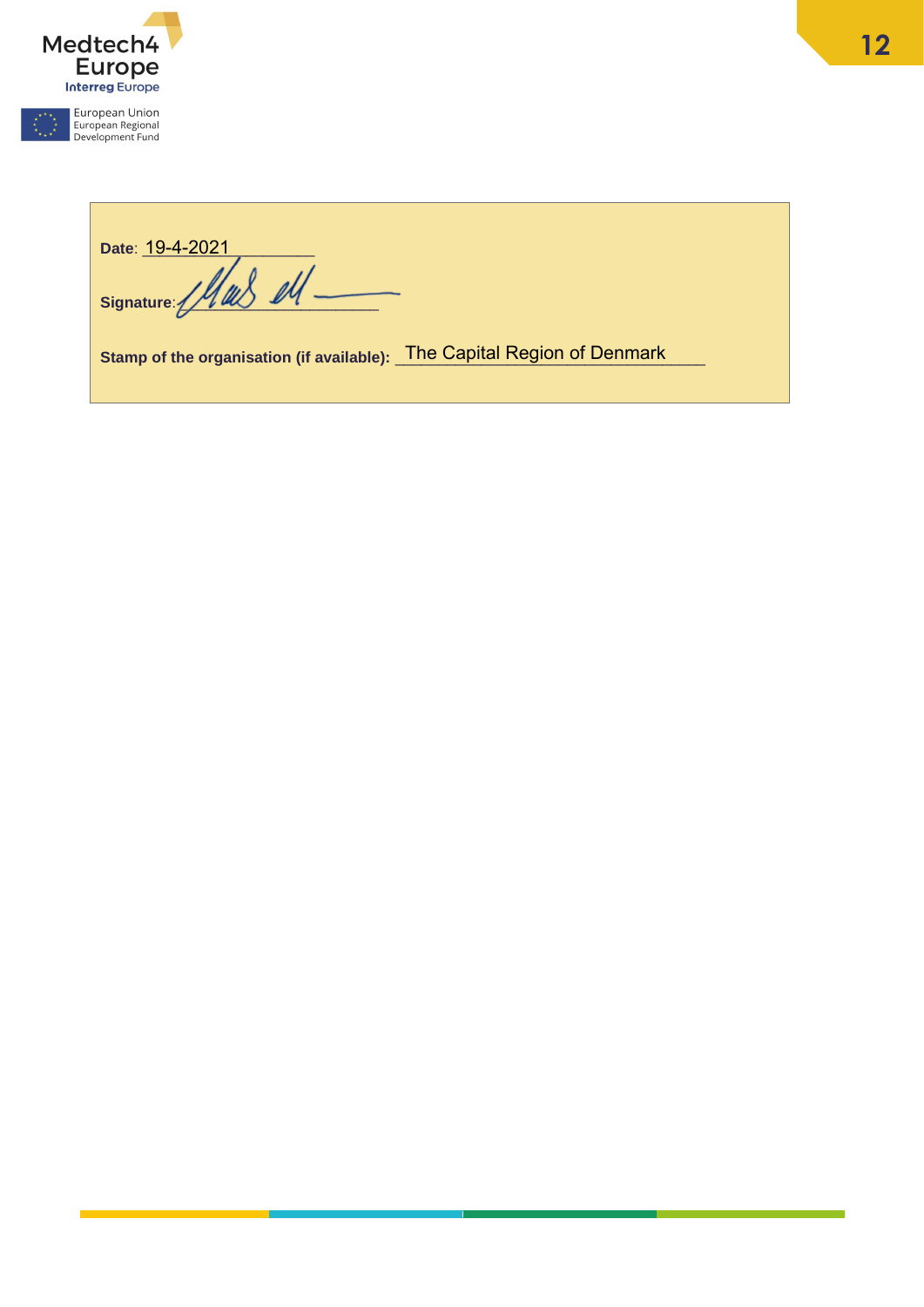**Date**: 19-4-2021

**Signature**:

**Stamp of the organisation (if available):** The Capital Region of Denmark